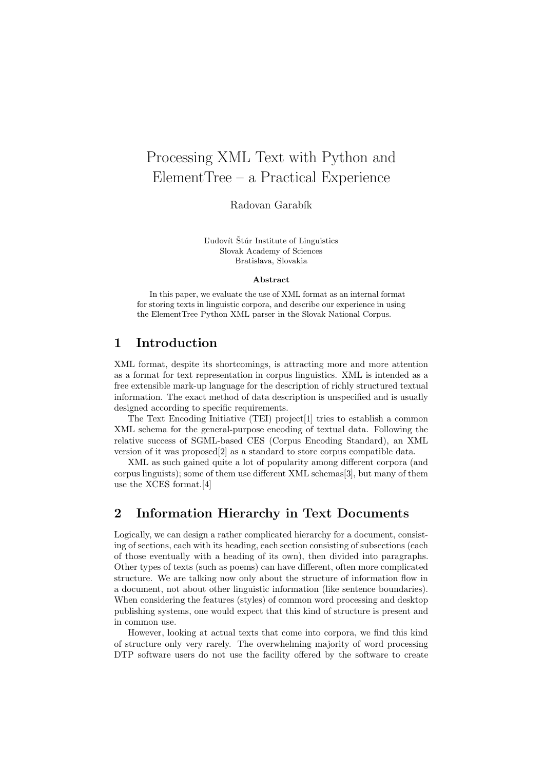# Processing XML Text with Python and ElementTree – a Practical Experience

Radovan Garabík

Ľudovít Štúr Institute of Linguistics
Slovak Academy of Sciences
Bratislava, Slovakia

**Abstract**

In this paper, we evaluate the use of XML format as an internal format for storing texts in linguistic corpora, and describe our experience in using the ElementTree Python XML parser in the Slovak National Corpus.

## 1 Introduction

XML format, despite its shortcomings, is attracting more and more attention as a format for text representation in corpus linguistics. XML is intended as a free extensible mark-up language for the description of richly structured textual information. The exact method of data description is unspecified and is usually designed according to specific requirements.

The Text Encoding Initiative (TEI) project[1] tries to establish a common XML schema for the general-purpose encoding of textual data. Following the relative success of SGML-based CES (Corpus Encoding Standard), an XML version of it was proposed[2] as a standard to store corpus compatible data.

XML as such gained quite a lot of popularity among different corpora (and corpus linguists); some of them use different XML schemas[3], but many of them use the XCES format.[4]

## 2 Information Hierarchy in Text Documents

Logically, we can design a rather complicated hierarchy for a document, consisting of sections, each with its heading, each section consisting of subsections (each of those eventually with a heading of its own), then divided into paragraphs. Other types of texts (such as poems) can have different, often more complicated structure. We are talking now only about the structure of information flow in a document, not about other linguistic information (like sentence boundaries). When considering the features (styles) of common word processing and desktop publishing systems, one would expect that this kind of structure is present and in common use.

However, looking at actual texts that come into corpora, we find this kind of structure only very rarely. The overwhelming majority of word processing DTP software users do not use the facility offered by the software to create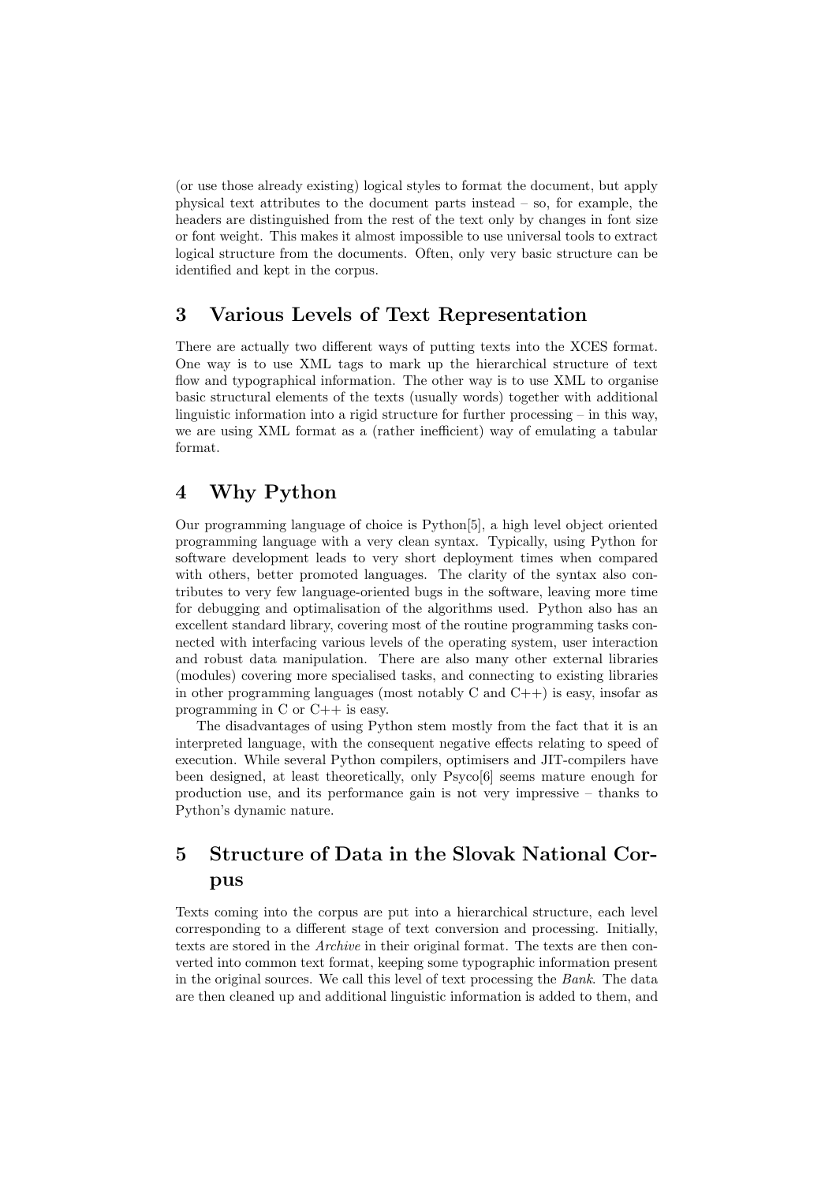(or use those already existing) logical styles to format the document, but apply physical text attributes to the document parts instead – so, for example, the headers are distinguished from the rest of the text only by changes in font size or font weight. This makes it almost impossible to use universal tools to extract logical structure from the documents. Often, only very basic structure can be identified and kept in the corpus.

## 3 Various Levels of Text Representation

There are actually two different ways of putting texts into the XCES format. One way is to use XML tags to mark up the hierarchical structure of text flow and typographical information. The other way is to use XML to organise basic structural elements of the texts (usually words) together with additional linguistic information into a rigid structure for further processing – in this way, we are using XML format as a (rather inefficient) way of emulating a tabular format.

## 4 Why Python

Our programming language of choice is Python[5], a high level object oriented programming language with a very clean syntax. Typically, using Python for software development leads to very short deployment times when compared with others, better promoted languages. The clarity of the syntax also contributes to very few language-oriented bugs in the software, leaving more time for debugging and optimalisation of the algorithms used. Python also has an excellent standard library, covering most of the routine programming tasks connected with interfacing various levels of the operating system, user interaction and robust data manipulation. There are also many other external libraries (modules) covering more specialised tasks, and connecting to existing libraries in other programming languages (most notably C and C++) is easy, insofar as programming in C or C++ is easy.

The disadvantages of using Python stem mostly from the fact that it is an interpreted language, with the consequent negative effects relating to speed of execution. While several Python compilers, optimisers and JIT-compilers have been designed, at least theoretically, only Psyco[6] seems mature enough for production use, and its performance gain is not very impressive – thanks to Python's dynamic nature.

## 5 Structure of Data in the Slovak National Corpus

Texts coming into the corpus are put into a hierarchical structure, each level corresponding to a different stage of text conversion and processing. Initially, texts are stored in the *Archive* in their original format. The texts are then converted into common text format, keeping some typographic information present in the original sources. We call this level of text processing the *Bank*. The data are then cleaned up and additional linguistic information is added to them, and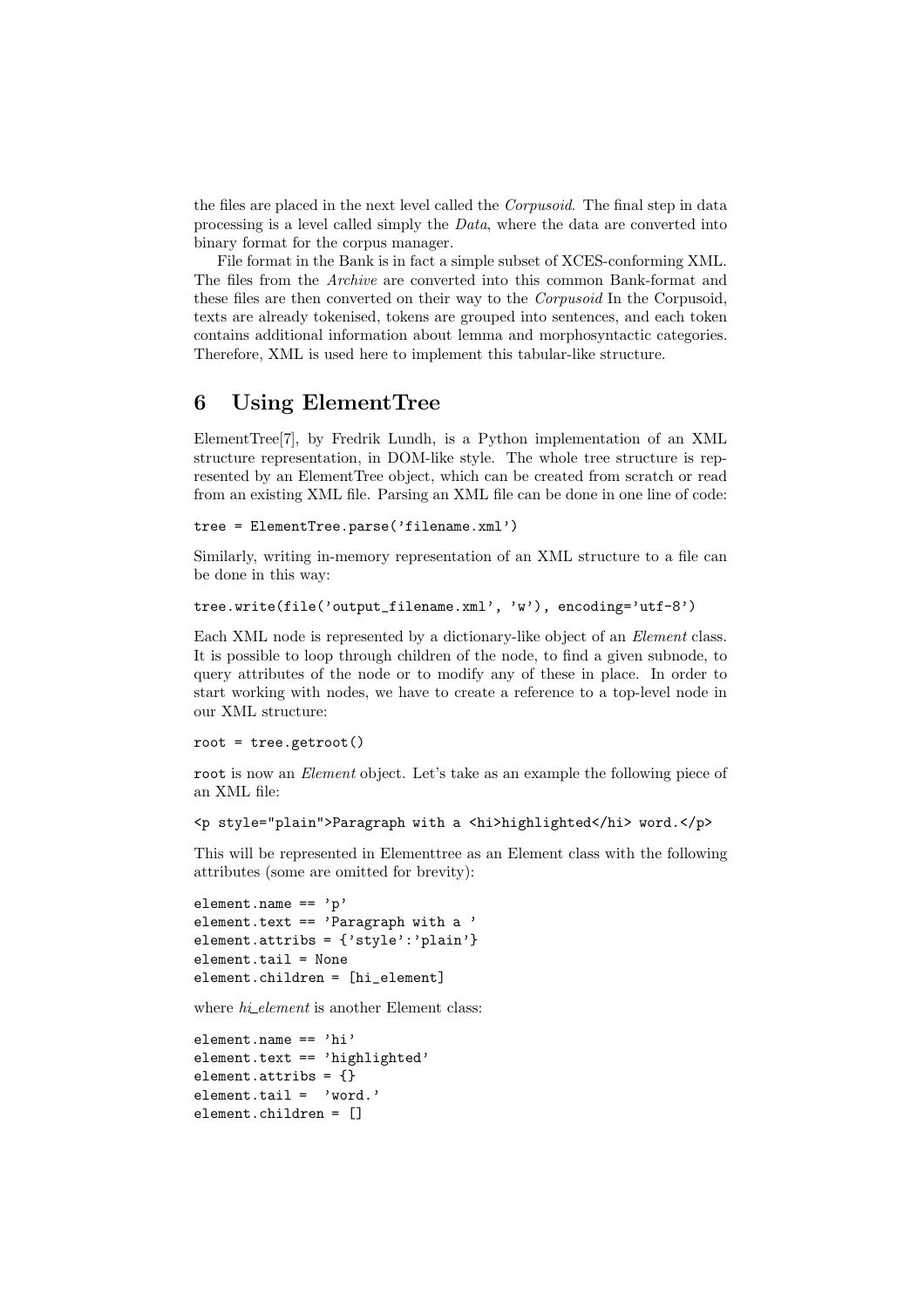the files are placed in the next level called the *Corpusoid*. The final step in data processing is a level called simply the *Data*, where the data are converted into binary format for the corpus manager.

File format in the Bank is in fact a simple subset of XCES-conforming XML. The files from the *Archive* are converted into this common Bank-format and these files are then converted on their way to the *Corpusoid* In the Corpusoid, texts are already tokenised, tokens are grouped into sentences, and each token contains additional information about lemma and morphosyntactic categories. Therefore, XML is used here to implement this tabular-like structure.

## 6 Using ElementTree

ElementTree[7], by Fredrik Lundh, is a Python implementation of an XML structure representation, in DOM-like style. The whole tree structure is represented by an ElementTree object, which can be created from scratch or read from an existing XML file. Parsing an XML file can be done in one line of code:

```
tree = ElementTree.parse('filename.xml')
```

Similarly, writing in-memory representation of an XML structure to a file can be done in this way:

```
tree.write(file('output_filename.xml', 'w'), encoding='utf-8')
```

Each XML node is represented by a dictionary-like object of an *Element* class. It is possible to loop through children of the node, to find a given subnode, to query attributes of the node or to modify any of these in place. In order to start working with nodes, we have to create a reference to a top-level node in our XML structure:

```
root = tree.getroot()
```

`root` is now an *Element* object. Let's take as an example the following piece of an XML file:

```
<p style="plain">Paragraph with a <hi>highlighted</hi> word.</p>
```

This will be represented in Elementtree as an Element class with the following attributes (some are omitted for brevity):

```
element.name == 'p'
element.text == 'Paragraph with a '
element.attribs = {'style':'plain'}
element.tail = None
element.children = [hi_element]
```

where *hi_element* is another Element class:

```
element.name == 'hi'
element.text == 'highlighted'
element.attribs = {}
element.tail =  'word.'
element.children = []
```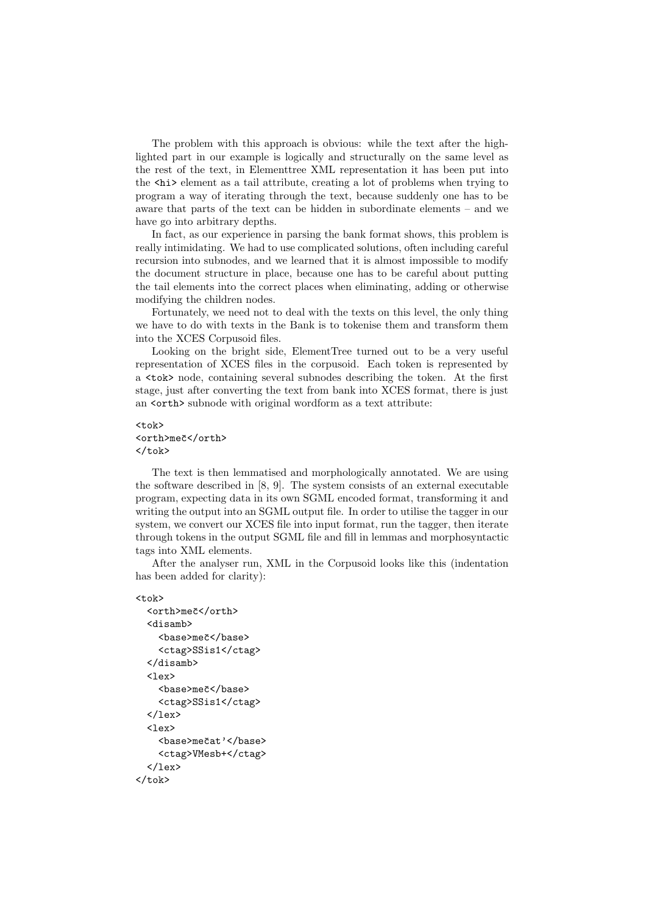The problem with this approach is obvious: while the text after the highlighted part in our example is logically and structurally on the same level as the rest of the text, in Elementtree XML representation it has been put into the `<hi>` element as a tail attribute, creating a lot of problems when trying to program a way of iterating through the text, because suddenly one has to be aware that parts of the text can be hidden in subordinate elements – and we have go into arbitrary depths.

In fact, as our experience in parsing the bank format shows, this problem is really intimidating. We had to use complicated solutions, often including careful recursion into subnodes, and we learned that it is almost impossible to modify the document structure in place, because one has to be careful about putting the tail elements into the correct places when eliminating, adding or otherwise modifying the children nodes.

Fortunately, we need not to deal with the texts on this level, the only thing we have to do with texts in the Bank is to tokenise them and transform them into the XCES Corpusoid files.

Looking on the bright side, ElementTree turned out to be a very useful representation of XCES files in the corpusoid. Each token is represented by a `<tok>` node, containing several subnodes describing the token. At the first stage, just after converting the text from bank into XCES format, there is just an `<orth>` subnode with original wordform as a text attribute:

```
<tok>
<orth>meč</orth>
</tok>
```

The text is then lemmatised and morphologically annotated. We are using the software described in [8, 9]. The system consists of an external executable program, expecting data in its own SGML encoded format, transforming it and writing the output into an SGML output file. In order to utilise the tagger in our system, we convert our XCES file into input format, run the tagger, then iterate through tokens in the output SGML file and fill in lemmas and morphosyntactic tags into XML elements.

After the analyser run, XML in the Corpusoid looks like this (indentation has been added for clarity):

```
<tok>
  <orth>meč</orth>
  <disamb>
    <base>meč</base>
    <ctag>SSis1</ctag>
  </disamb>
  <lex>
    <base>meč</base>
    <ctag>SSis1</ctag>
  </lex>
  <lex>
    <base>mečat'</base>
    <ctag>VMesb+</ctag>
  </lex>
</tok>
```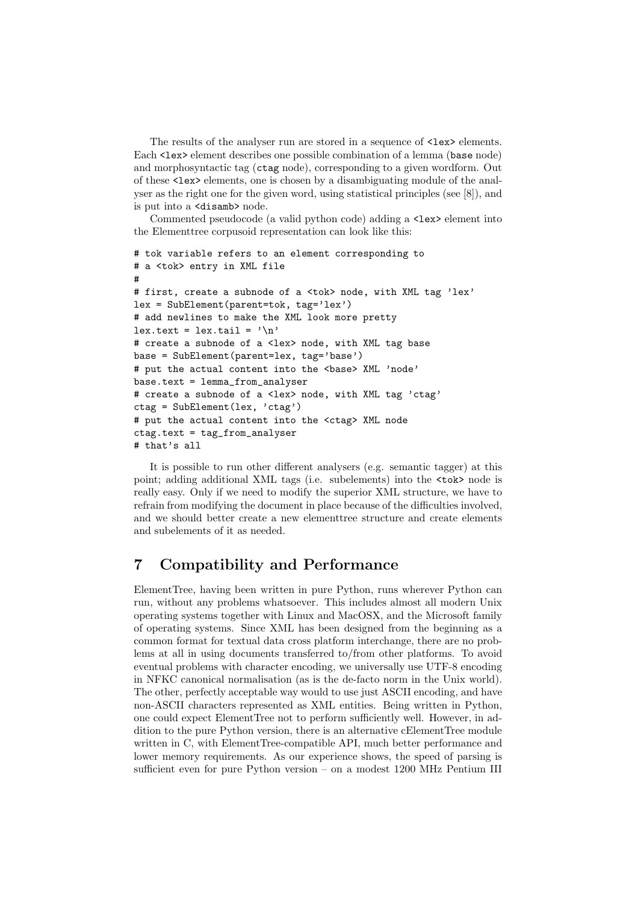The results of the analyser run are stored in a sequence of `<lex>` elements. Each `<lex>` element describes one possible combination of a lemma (`base` node) and morphosyntactic tag (`ctag` node), corresponding to a given wordform. Out of these `<lex>` elements, one is chosen by a disambiguating module of the analyser as the right one for the given word, using statistical principles (see [8]), and is put into a `<disamb>` node.

Commented pseudocode (a valid python code) adding a `<lex>` element into the Elementtree corpusoid representation can look like this:

```
# tok variable refers to an element corresponding to
# a <tok> entry in XML file
#
# first, create a subnode of a <tok> node, with XML tag 'lex'
lex = SubElement(parent=tok, tag='lex')
# add newlines to make the XML look more pretty
lex.text = lex.tail = '\n'
# create a subnode of a <lex> node, with XML tag base
base = SubElement(parent=lex, tag='base')
# put the actual content into the <base> XML 'node'
base.text = lemma_from_analyser
# create a subnode of a <lex> node, with XML tag 'ctag'
ctag = SubElement(lex, 'ctag')
# put the actual content into the <ctag> XML node
ctag.text = tag_from_analyser
# that's all
```

It is possible to run other different analysers (e.g. semantic tagger) at this point; adding additional XML tags (i.e. subelements) into the `<tok>` node is really easy. Only if we need to modify the superior XML structure, we have to refrain from modifying the document in place because of the difficulties involved, and we should better create a new elementtree structure and create elements and subelements of it as needed.

## 7 Compatibility and Performance

ElementTree, having been written in pure Python, runs wherever Python can run, without any problems whatsoever. This includes almost all modern Unix operating systems together with Linux and MacOSX, and the Microsoft family of operating systems. Since XML has been designed from the beginning as a common format for textual data cross platform interchange, there are no problems at all in using documents transferred to/from other platforms. To avoid eventual problems with character encoding, we universally use UTF-8 encoding in NFKC canonical normalisation (as is the de-facto norm in the Unix world). The other, perfectly acceptable way would to use just ASCII encoding, and have non-ASCII characters represented as XML entities. Being written in Python, one could expect ElementTree not to perform sufficiently well. However, in addition to the pure Python version, there is an alternative cElementTree module written in C, with ElementTree-compatible API, much better performance and lower memory requirements. As our experience shows, the speed of parsing is sufficient even for pure Python version – on a modest 1200 MHz Pentium III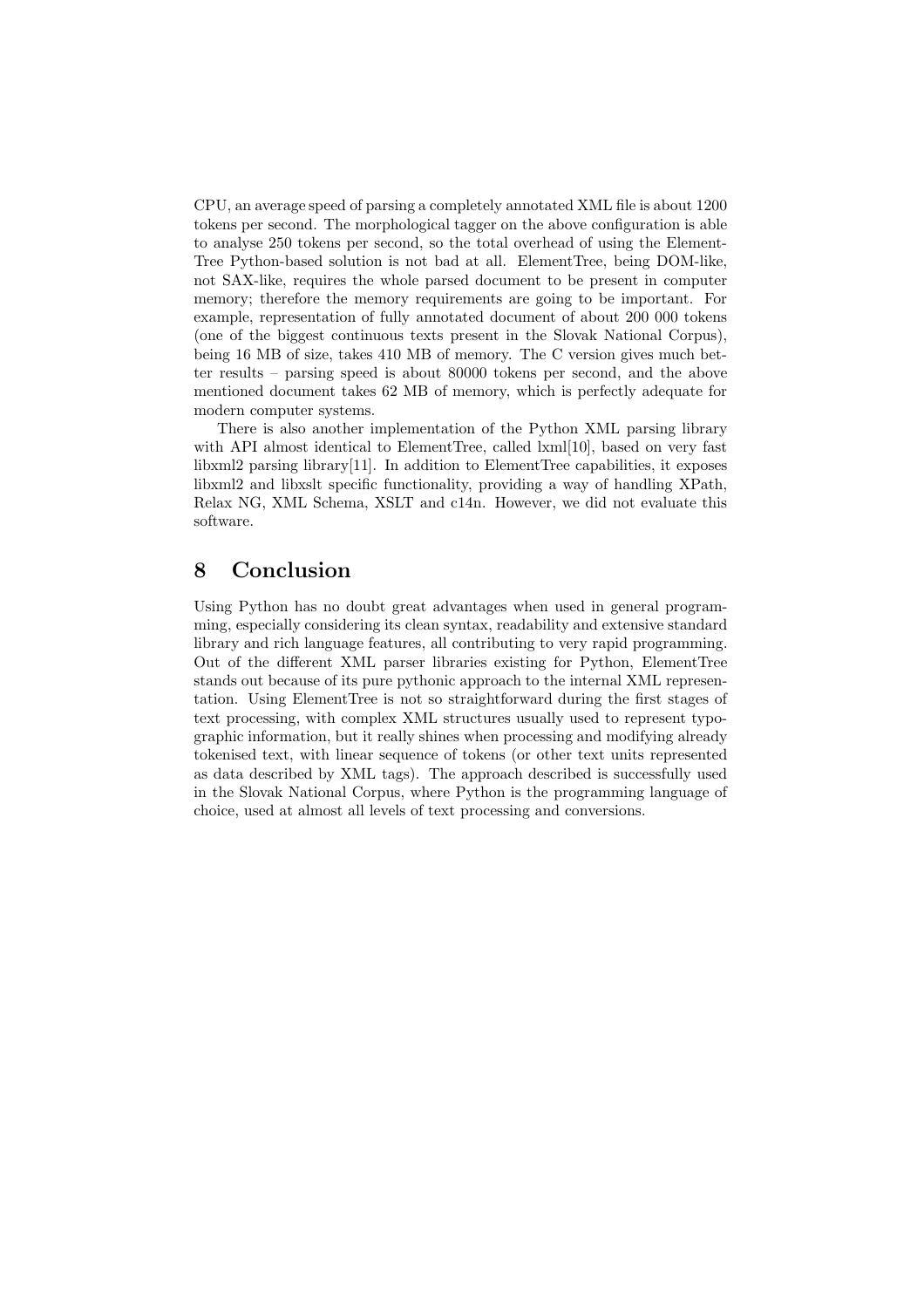CPU, an average speed of parsing a completely annotated XML file is about 1200 tokens per second. The morphological tagger on the above configuration is able to analyse 250 tokens per second, so the total overhead of using the ElementTree Python-based solution is not bad at all. ElementTree, being DOM-like, not SAX-like, requires the whole parsed document to be present in computer memory; therefore the memory requirements are going to be important. For example, representation of fully annotated document of about 200 000 tokens (one of the biggest continuous texts present in the Slovak National Corpus), being 16 MB of size, takes 410 MB of memory. The C version gives much better results – parsing speed is about 80000 tokens per second, and the above mentioned document takes 62 MB of memory, which is perfectly adequate for modern computer systems.

There is also another implementation of the Python XML parsing library with API almost identical to ElementTree, called lxml[10], based on very fast libxml2 parsing library[11]. In addition to ElementTree capabilities, it exposes libxml2 and libxslt specific functionality, providing a way of handling XPath, Relax NG, XML Schema, XSLT and c14n. However, we did not evaluate this software.

## 8 Conclusion

Using Python has no doubt great advantages when used in general programming, especially considering its clean syntax, readability and extensive standard library and rich language features, all contributing to very rapid programming. Out of the different XML parser libraries existing for Python, ElementTree stands out because of its pure pythonic approach to the internal XML representation. Using ElementTree is not so straightforward during the first stages of text processing, with complex XML structures usually used to represent typographic information, but it really shines when processing and modifying already tokenised text, with linear sequence of tokens (or other text units represented as data described by XML tags). The approach described is successfully used in the Slovak National Corpus, where Python is the programming language of choice, used at almost all levels of text processing and conversions.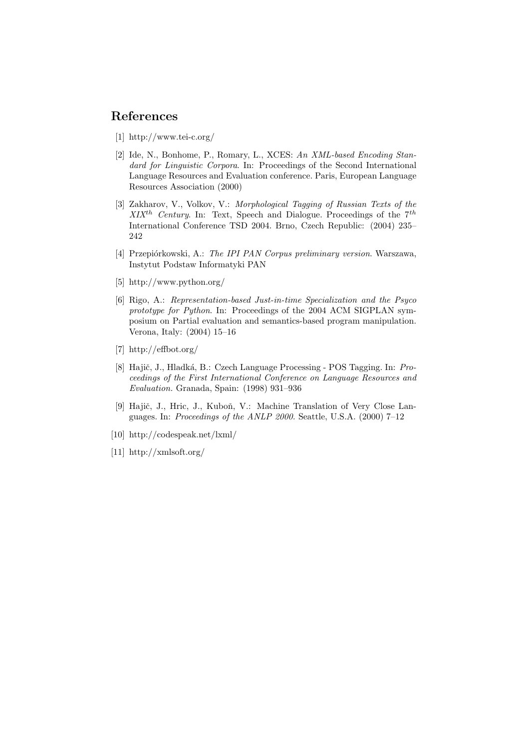## References

[1] http://www.tei-c.org/

[2] Ide, N., Bonhome, P., Romary, L., XCES: *An XML-based Encoding Standard for Linguistic Corpora*. In: Proceedings of the Second International Language Resources and Evaluation conference. Paris, European Language Resources Association (2000)

[3] Zakharov, V., Volkov, V.: *Morphological Tagging of Russian Texts of the $XIX^{th}$ Century*. In: Text, Speech and Dialogue. Proceedings of the $7^{th}$ International Conference TSD 2004. Brno, Czech Republic: (2004) 235–242

[4] Przepiórkowski, A.: *The IPI PAN Corpus preliminary version*. Warszawa, Instytut Podstaw Informatyki PAN

[5] http://www.python.org/

[6] Rigo, A.: *Representation-based Just-in-time Specialization and the Psyco prototype for Python*. In: Proceedings of the 2004 ACM SIGPLAN symposium on Partial evaluation and semantics-based program manipulation. Verona, Italy: (2004) 15–16

[7] http://effbot.org/

[8] Hajič, J., Hladká, B.: Czech Language Processing - POS Tagging. In: *Proceedings of the First International Conference on Language Resources and Evaluation.* Granada, Spain: (1998) 931–936

[9] Hajič, J., Hric, J., Kuboň, V.: Machine Translation of Very Close Languages. In: *Proceedings of the ANLP 2000.* Seattle, U.S.A. (2000) 7–12

[10] http://codespeak.net/lxml/

[11] http://xmlsoft.org/